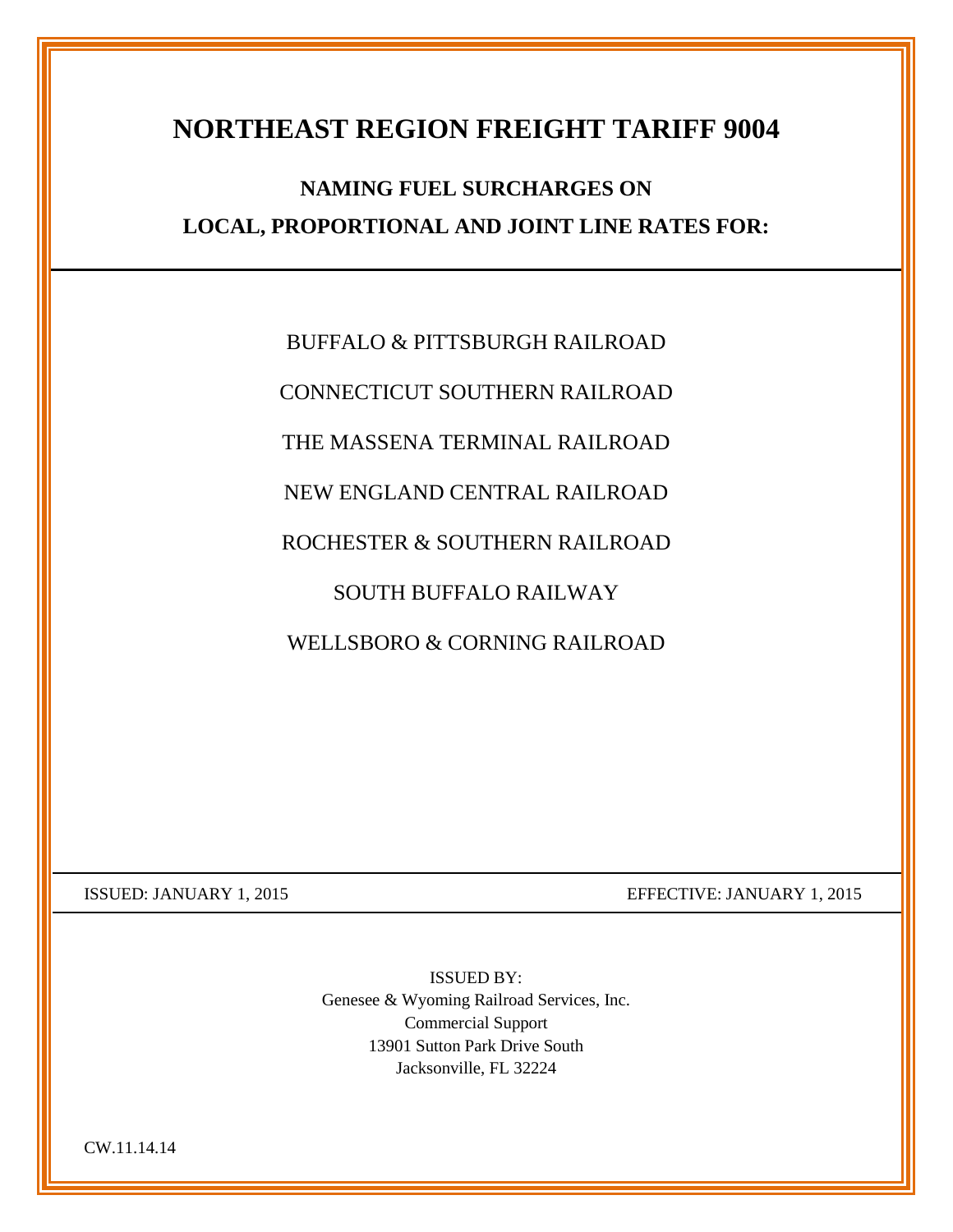# NORTHEAST REGION FREIGHT TARIFF 9004

## NAMING FUEL SURCHARGES ON LOCAL, PROPORTIONAL AND JOINT LINE RATES FOR:

BUFFALO & PITTSBURGH RAILROAD

CONNECTICUT SOUTHERN RAILROAD

THE MASSENA TERMINAL RAILROAD

NEW ENGLAND CENTRAL RAILROAD

ROCHESTER & SOUTHERN RAILROAD

SOUTH BUFFALO RAILWAY

WELLSBORO & CORNING RAILROAD

ISSUED: JANUARY 1, 2015

EFFECTIVE: JANUARY 1, 2015

ISSUED BY:
Genesee & Wyoming Railroad Services, Inc.
Commercial Support
13901 Sutton Park Drive South
Jacksonville, FL 32224

CW.11.14.14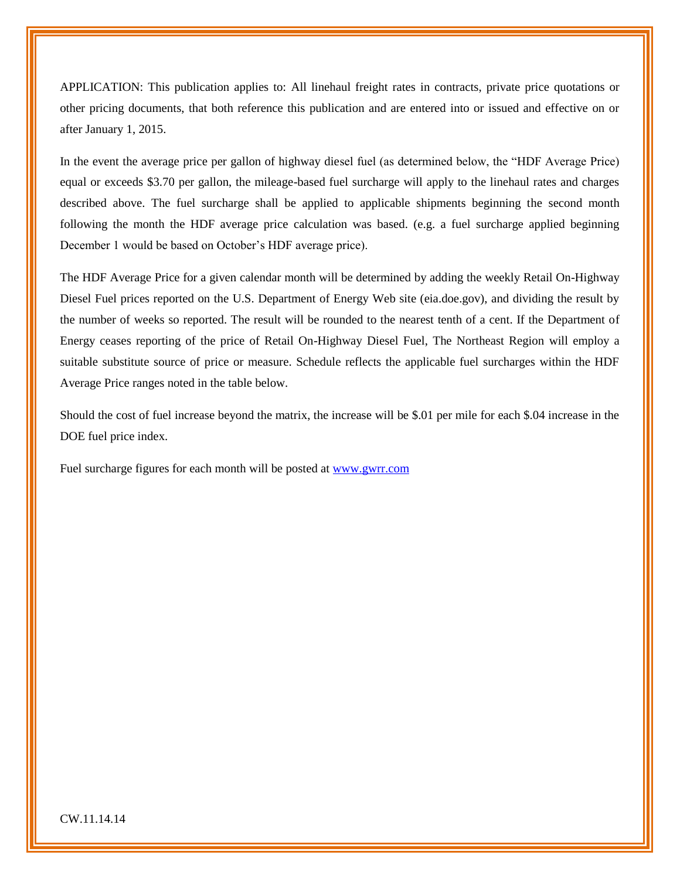APPLICATION: This publication applies to: All linehaul freight rates in contracts, private price quotations or other pricing documents, that both reference this publication and are entered into or issued and effective on or after January 1, 2015.

In the event the average price per gallon of highway diesel fuel (as determined below, the "HDF Average Price) equal or exceeds $3.70 per gallon, the mileage-based fuel surcharge will apply to the linehaul rates and charges described above. The fuel surcharge shall be applied to applicable shipments beginning the second month following the month the HDF average price calculation was based. (e.g. a fuel surcharge applied beginning December 1 would be based on October's HDF average price).

The HDF Average Price for a given calendar month will be determined by adding the weekly Retail On-Highway Diesel Fuel prices reported on the U.S. Department of Energy Web site (eia.doe.gov), and dividing the result by the number of weeks so reported. The result will be rounded to the nearest tenth of a cent. If the Department of Energy ceases reporting of the price of Retail On-Highway Diesel Fuel, The Northeast Region will employ a suitable substitute source of price or measure. Schedule reflects the applicable fuel surcharges within the HDF Average Price ranges noted in the table below.

Should the cost of fuel increase beyond the matrix, the increase will be $.01 per mile for each $.04 increase in the DOE fuel price index.

Fuel surcharge figures for each month will be posted at [www.gwrr.com](http://www.gwrr.com)

CW.11.14.14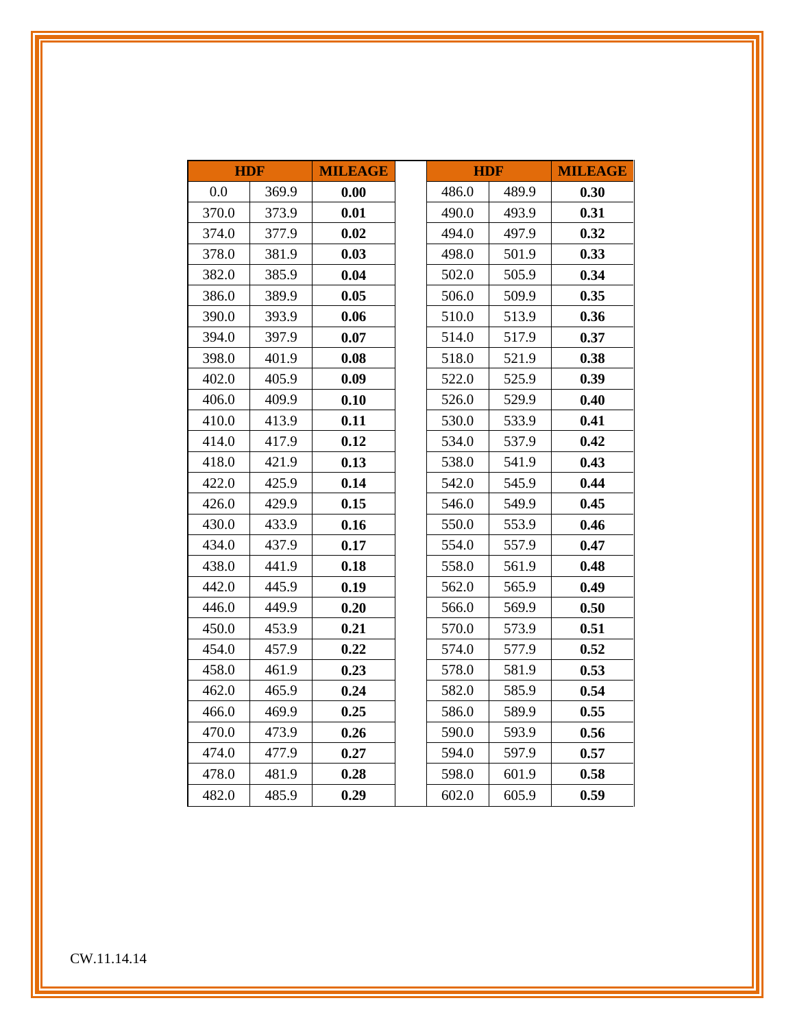| HDF | | MILEAGE |
|---|---|---|
| 0.0 | 369.9 | **0.00** |
| 370.0 | 373.9 | **0.01** |
| 374.0 | 377.9 | **0.02** |
| 378.0 | 381.9 | **0.03** |
| 382.0 | 385.9 | **0.04** |
| 386.0 | 389.9 | **0.05** |
| 390.0 | 393.9 | **0.06** |
| 394.0 | 397.9 | **0.07** |
| 398.0 | 401.9 | **0.08** |
| 402.0 | 405.9 | **0.09** |
| 406.0 | 409.9 | **0.10** |
| 410.0 | 413.9 | **0.11** |
| 414.0 | 417.9 | **0.12** |
| 418.0 | 421.9 | **0.13** |
| 422.0 | 425.9 | **0.14** |
| 426.0 | 429.9 | **0.15** |
| 430.0 | 433.9 | **0.16** |
| 434.0 | 437.9 | **0.17** |
| 438.0 | 441.9 | **0.18** |
| 442.0 | 445.9 | **0.19** |
| 446.0 | 449.9 | **0.20** |
| 450.0 | 453.9 | **0.21** |
| 454.0 | 457.9 | **0.22** |
| 458.0 | 461.9 | **0.23** |
| 462.0 | 465.9 | **0.24** |
| 466.0 | 469.9 | **0.25** |
| 470.0 | 473.9 | **0.26** |
| 474.0 | 477.9 | **0.27** |
| 478.0 | 481.9 | **0.28** |
| 482.0 | 485.9 | **0.29** |
| 486.0 | 489.9 | **0.30** |
| 490.0 | 493.9 | **0.31** |
| 494.0 | 497.9 | **0.32** |
| 498.0 | 501.9 | **0.33** |
| 502.0 | 505.9 | **0.34** |
| 506.0 | 509.9 | **0.35** |
| 510.0 | 513.9 | **0.36** |
| 514.0 | 517.9 | **0.37** |
| 518.0 | 521.9 | **0.38** |
| 522.0 | 525.9 | **0.39** |
| 526.0 | 529.9 | **0.40** |
| 530.0 | 533.9 | **0.41** |
| 534.0 | 537.9 | **0.42** |
| 538.0 | 541.9 | **0.43** |
| 542.0 | 545.9 | **0.44** |
| 546.0 | 549.9 | **0.45** |
| 550.0 | 553.9 | **0.46** |
| 554.0 | 557.9 | **0.47** |
| 558.0 | 561.9 | **0.48** |
| 562.0 | 565.9 | **0.49** |
| 566.0 | 569.9 | **0.50** |
| 570.0 | 573.9 | **0.51** |
| 574.0 | 577.9 | **0.52** |
| 578.0 | 581.9 | **0.53** |
| 582.0 | 585.9 | **0.54** |
| 586.0 | 589.9 | **0.55** |
| 590.0 | 593.9 | **0.56** |
| 594.0 | 597.9 | **0.57** |
| 598.0 | 601.9 | **0.58** |
| 602.0 | 605.9 | **0.59** |